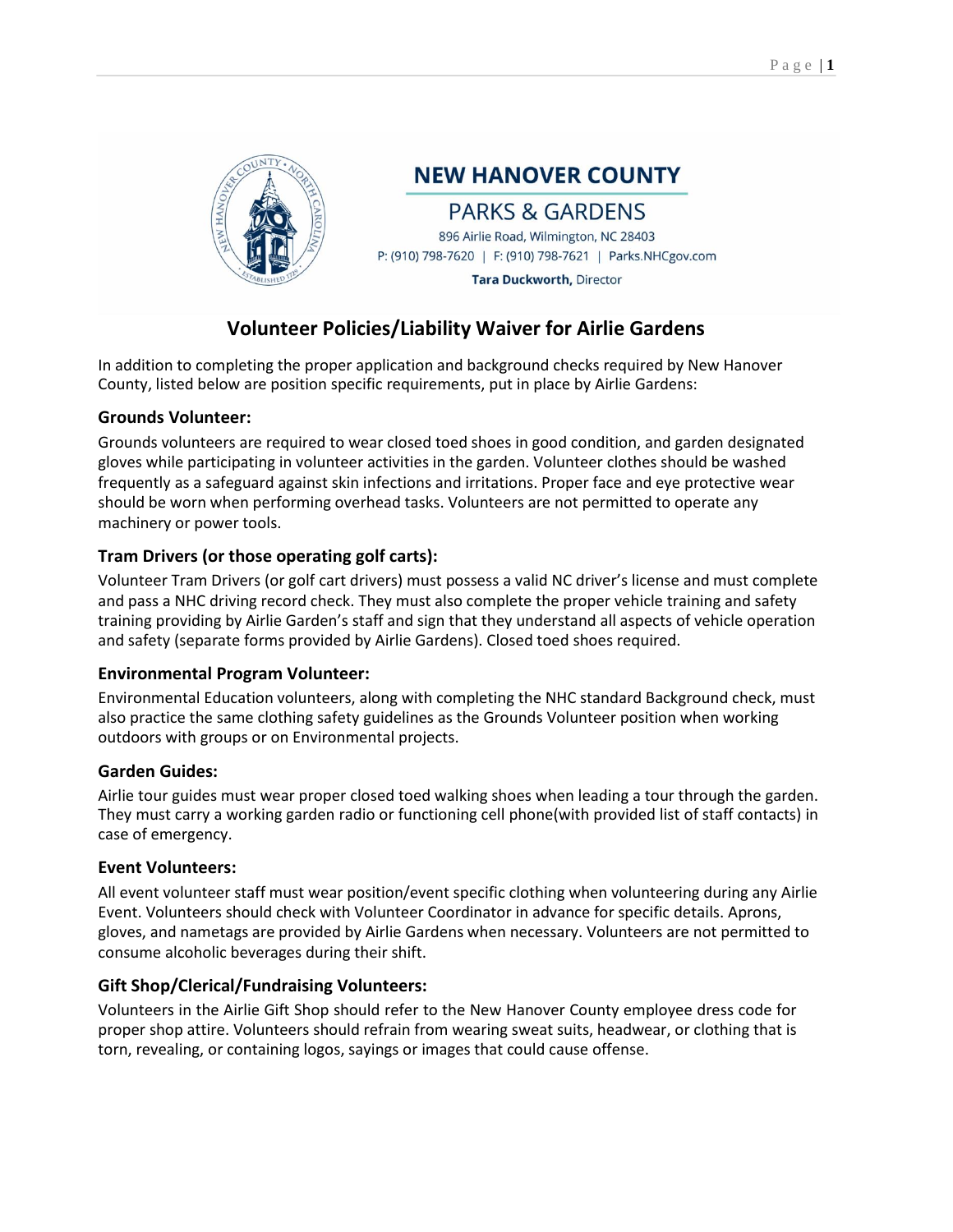NEW HANOVER COUNTY

PARKS & GARDENS

896 Airlie Road, Wilmington, NC 28403
P: (910) 798-7620 | F: (910) 798-7621 | Parks.NHCgov.com

**Tara Duckworth,** Director

# Volunteer Policies/Liability Waiver for Airlie Gardens

In addition to completing the proper application and background checks required by New Hanover County, listed below are position specific requirements, put in place by Airlie Gardens:

### Grounds Volunteer:

Grounds volunteers are required to wear closed toed shoes in good condition, and garden designated gloves while participating in volunteer activities in the garden. Volunteer clothes should be washed frequently as a safeguard against skin infections and irritations. Proper face and eye protective wear should be worn when performing overhead tasks. Volunteers are not permitted to operate any machinery or power tools.

### Tram Drivers (or those operating golf carts):

Volunteer Tram Drivers (or golf cart drivers) must possess a valid NC driver's license and must complete and pass a NHC driving record check. They must also complete the proper vehicle training and safety training providing by Airlie Garden's staff and sign that they understand all aspects of vehicle operation and safety (separate forms provided by Airlie Gardens). Closed toed shoes required.

### Environmental Program Volunteer:

Environmental Education volunteers, along with completing the NHC standard Background check, must also practice the same clothing safety guidelines as the Grounds Volunteer position when working outdoors with groups or on Environmental projects.

### Garden Guides:

Airlie tour guides must wear proper closed toed walking shoes when leading a tour through the garden. They must carry a working garden radio or functioning cell phone(with provided list of staff contacts) in case of emergency.

### Event Volunteers:

All event volunteer staff must wear position/event specific clothing when volunteering during any Airlie Event. Volunteers should check with Volunteer Coordinator in advance for specific details. Aprons, gloves, and nametags are provided by Airlie Gardens when necessary. Volunteers are not permitted to consume alcoholic beverages during their shift.

### Gift Shop/Clerical/Fundraising Volunteers:

Volunteers in the Airlie Gift Shop should refer to the New Hanover County employee dress code for proper shop attire. Volunteers should refrain from wearing sweat suits, headwear, or clothing that is torn, revealing, or containing logos, sayings or images that could cause offense.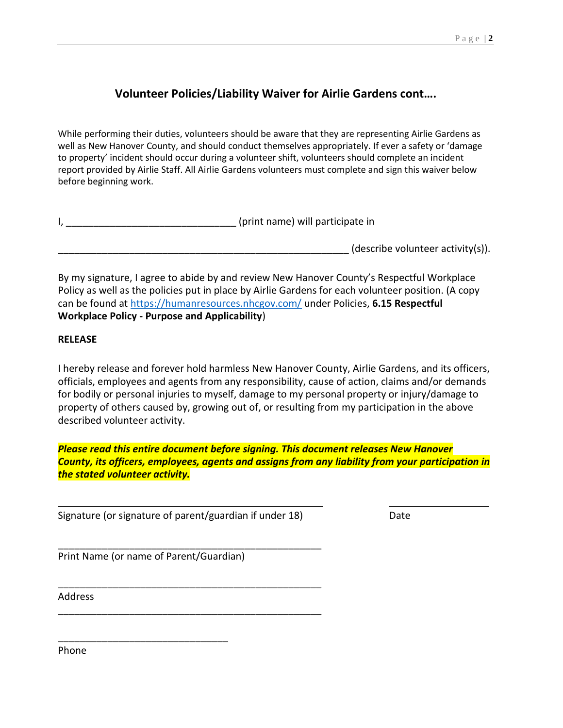## Volunteer Policies/Liability Waiver for Airlie Gardens cont….

While performing their duties, volunteers should be aware that they are representing Airlie Gardens as well as New Hanover County, and should conduct themselves appropriately. If ever a safety or 'damage to property' incident should occur during a volunteer shift, volunteers should complete an incident report provided by Airlie Staff. All Airlie Gardens volunteers must complete and sign this waiver below before beginning work.

I, _______________________________ (print name) will participate in

_____________________________________________________ (describe volunteer activity(s)).

By my signature, I agree to abide by and review New Hanover County's Respectful Workplace Policy as well as the policies put in place by Airlie Gardens for each volunteer position. (A copy can be found at https://humanresources.nhcgov.com/ under Policies, **6.15 Respectful Workplace Policy - Purpose and Applicability**)

**RELEASE**

I hereby release and forever hold harmless New Hanover County, Airlie Gardens, and its officers, officials, employees and agents from any responsibility, cause of action, claims and/or demands for bodily or personal injuries to myself, damage to my personal property or injury/damage to property of others caused by, growing out of, or resulting from my participation in the above described volunteer activity.

***Please read this entire document before signing. This document releases New Hanover County, its officers, employees, agents and assigns from any liability from your participation in the stated volunteer activity.***

_________________________________________________ ____________________

Signature (or signature of parent/guardian if under 18) Date

_________________________________________________

Print Name (or name of Parent/Guardian)

_________________________________________________

Address

_________________________________________________

_______________________________

Phone